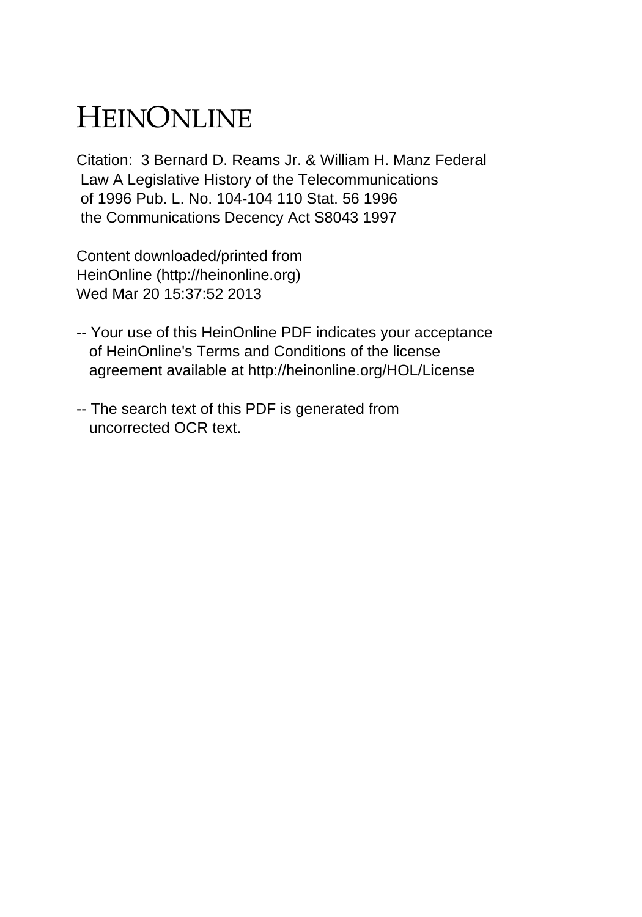# HEINONLINE

Citation: 3 Bernard D. Reams Jr. & William H. Manz Federal Law A Legislative History of the Telecommunications of 1996 Pub. L. No. 104-104 110 Stat. 56 1996 the Communications Decency Act S8043 1997

Content downloaded/printed from HeinOnline (http://heinonline.org) Wed Mar 20 15:37:52 2013

-- Your use of this HeinOnline PDF indicates your acceptance of HeinOnline's Terms and Conditions of the license agreement available at http://heinonline.org/HOL/License

-- The search text of this PDF is generated from uncorrected OCR text.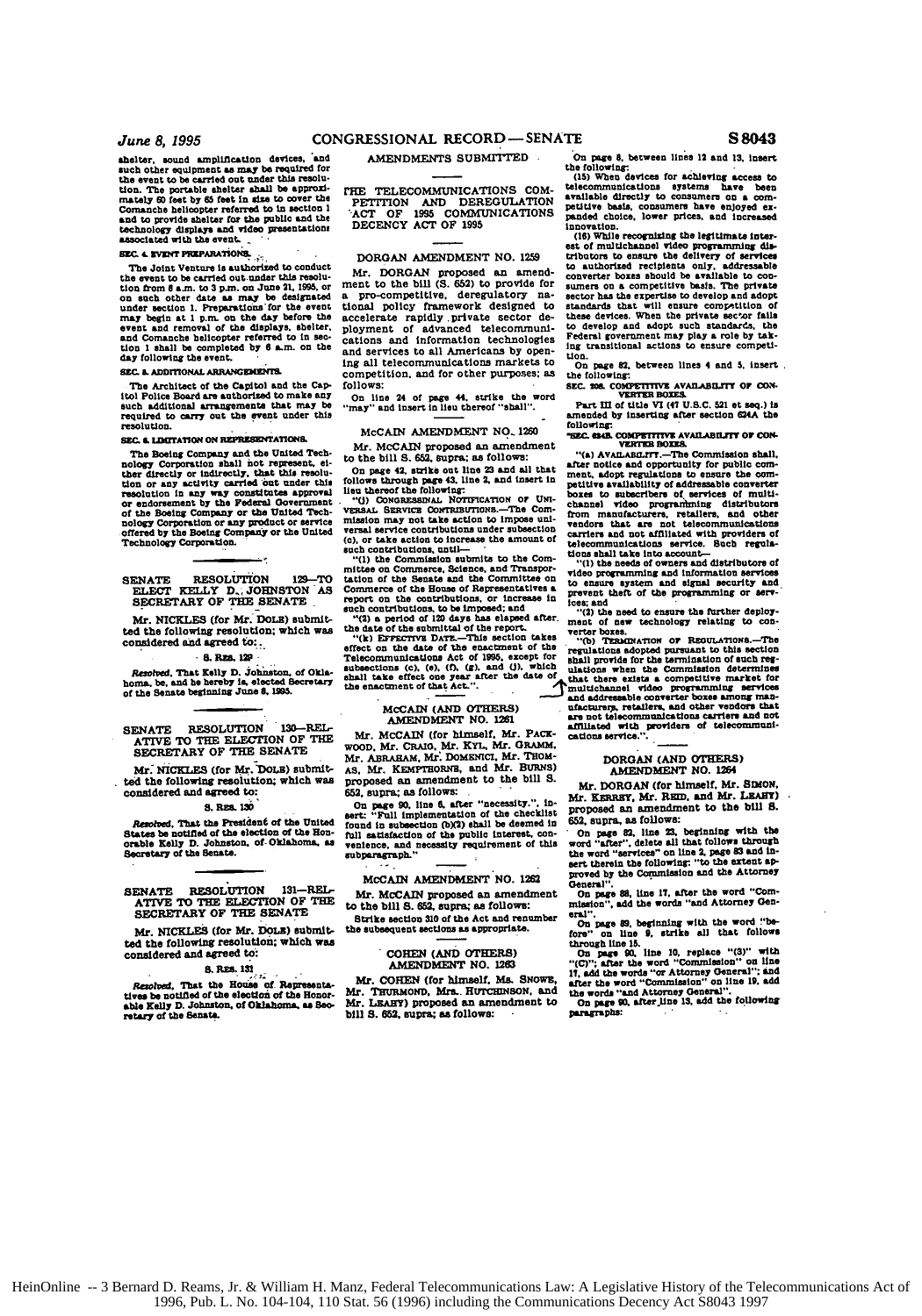shelter, sound amplification devices, and such other equipment as may be required for the event to be carried out under this resolution. The portable shelter shall be approximately 60 feet by 65 feet in size to cover the Comanche helicopter referred to in section 1 and to provide shelter for the public and the technology displays and video presentations associated with the event.

**SEC. 4. EVENT PREPARATIONS.**

The Joint Venture is authorized to conduct the event to be carried out under this resolution from 8 a.m. to 3 p.m. on June 21, 1995, or on such other date as may be designated under section 1. Preparations for the event may begin at 1 p.m. on the day before the event and removal of the displays, shelter, and Comanche helicopter referred to in section 1 shall be completed by 6 a.m. on the day following the event.

**SEC. 5. ADDITIONAL ARRANGEMENTS.**

The Architect of the Capitol and the Capitol Police Board are authorized to make any such additional arrangements that may be required to carry out the event under this resolution.

**SEC. 6. LIMITATION ON REPRESENTATIONS.**

The Boeing Company and the United Technology Corporation shall not represent, either directly or indirectly, that this resolution or any activity carried out under this resolution in any way constitutes approval or endorsement by the Federal Government of the Boeing Company or the United Technology Corporation or any product or service offered by the Boeing Company or the United Technology Corporation.

## SENATE RESOLUTION 129—TO ELECT KELLY D. JOHNSTON AS SECRETARY OF THE SENATE

Mr. NICKLES (for Mr. DOLE) submitted the following resolution; which was considered and agreed to:

S. RES. 129

*Resolved*, That Kelly D. Johnston, of Oklahoma, be, and he is hereby is, elected Secretary of the Senate beginning June 8, 1995.

## SENATE RESOLUTION 130—RELATIVE TO THE ELECTION OF THE SECRETARY OF THE SENATE

Mr. NICKLES (for Mr. DOLE) submitted the following resolution; which was considered and agreed to:

S. RES. 130

*Resolved*, That the President of the United States be notified of the election of the Honorable Kelly D. Johnston, of Oklahoma, as Secretary of the Senate.

## SENATE RESOLUTION 131—RELATIVE TO THE ELECTION OF THE SECRETARY OF THE SENATE

Mr. NICKLES (for Mr. DOLE) submitted the following resolution; which was considered and agreed to:

S. RES. 131

*Resolved*, That the House of Representatives be notified of the election of the Honorable Kelly D. Johnston, of Oklahoma, as Secretary of the Senate.

# AMENDMENTS SUBMITTED

## THE TELECOMMUNICATIONS COMPETITION AND DEREGULATION ACT OF 1995 COMMUNICATIONS DECENCY ACT OF 1995

### DORGAN AMENDMENT NO. 1259

Mr. DORGAN proposed an amendment to the bill (S. 652) to provide for a pro-competitive, deregulatory national policy framework designed to accelerate rapidly private sector deployment of advanced telecommunications and information technologies and services to all Americans by opening all telecommunications markets to competition, and for other purposes; as follows:

On line 24 of page 44, strike the word "may" and insert in lieu thereof "shall".

### McCAIN AMENDMENT NO. 1260

Mr. McCAIN proposed an amendment to the bill S. 652, supra; as follows:

On page 42, strike out line 23 and all that follows through page 43, line 2, and insert in lieu thereof the following:

"(j) CONGRESSIONAL NOTIFICATION OF UNIVERSAL SERVICE CONTRIBUTIONS.—The Commission may not take action to impose universal service contributions under subsection (c), or take action to increase the amount of such contributions, until—

"(1) the Commission submits to the Committee on Commerce, Science, and Transportation of the Senate and the Committee on Commerce of the House of Representatives a report on the contributions, or increase in such contributions, to be imposed; and

"(2) a period of 120 days has elapsed after the date of the submittal of the report.

"(k) EFFECTIVE DATE.—This section takes effect on the date of the enactment of the Telecommunications Act of 1995, except for subsections (c), (e), (f), (g), and (j), which shall take effect one year after the date of the enactment of that Act.".

### McCAIN (AND OTHERS) AMENDMENT NO. 1261

Mr. McCAIN (for himself, Mr. PACKWOOD, Mr. CRAIG, Mr. KYL, Mr. GRAMM, Mr. ABRAHAM, Mr. DOMENICI, Mr. THOMAS, Mr. KEMPTHORNE, and Mr. BURNS) proposed an amendment to the bill S. 652, supra; as follows:

On page 90, line 6, after "necessity.", insert: "Full implementation of the checklist found in subsection (b)(2) shall be deemed in full satisfaction of the public interest, convenience, and necessity requirement of this subparagraph."

### McCAIN AMENDMENT NO. 1262

Mr. McCAIN proposed an amendment to the bill S. 652, supra; as follows:

Strike section 310 of the Act and renumber the subsequent sections as appropriate.

### COHEN (AND OTHERS) AMENDMENT NO. 1263

Mr. COHEN (for himself, Ms. SNOWE, Mr. THURMOND, Mrs. HUTCHINSON, and Mr. LEAHY) proposed an amendment to bill S. 652, supra; as follows:

On page 8, between lines 12 and 13, insert the following:

(15) When devices for achieving access to telecommunications systems have been available directly to consumers on a competitive basis, consumers have enjoyed expanded choice, lower prices, and increased innovation.

(16) While recognizing the legitimate interest of multichannel video programming distributors to ensure the delivery of services to authorized recipients only, addressable converter boxes should be available to consumers on a competitive basis. The private sector has the expertise to develop and adopt standards that will ensure competition of these devices. When the private sector fails to develop and adopt such standards, the Federal government may play a role by taking transitional actions to ensure competition.

On page 82, between lines 4 and 5, insert the following:

**SEC. 208. COMPETITIVE AVAILABILITY OF CONVERTER BOXES.**

Part III of title VI (47 U.S.C. 521 et seq.) is amended by inserting after section 624A the following:

**"SEC. 624B. COMPETITIVE AVAILABILITY OF CONVERTER BOXES.**

"(a) AVAILABILITY.—The Commission shall, after notice and opportunity for public comment, adopt regulations to ensure the competitive availability of addressable converter boxes to subscribers of services of multichannel video programming distributors from manufacturers, retailers, and other vendors that are not telecommunications carriers and not affiliated with providers of telecommunications service. Such regulations shall take into account—

"(1) the needs of owners and distributors of video programming and information services to ensure system and signal security and prevent theft of the programming or services; and

"(2) the need to ensure the further deployment of new technology relating to converter boxes.

"(b) TERMINATION OF REGULATIONS.—The regulations adopted pursuant to this section shall provide for the termination of such regulations when the Commission determines that there exists a competitive market for multichannel video programming services and addressable converter boxes among manufacturers, retailers, and other vendors that are not telecommunications carriers and not affiliated with providers of telecommunications service.".

### DORGAN (AND OTHERS) AMENDMENT NO. 1264

Mr. DORGAN (for himself, Mr. SIMON, Mr. KERREY, Mr. REID, and Mr. LEAHY) proposed an amendment to the bill S. 652, supra, as follows:

On page 82, line 23, beginning with the word "after", delete all that follows through the word "services" on line 2, page 83 and insert therein the following: "to the extent approved by the Commission and the Attorney General".

On page 88, line 17, after the word "Commission", add the words "and Attorney General".

On page 89, beginning with the word "before" on line 9, strike all that follows through line 15.

On page 90, line 10, replace "(3)" with "(C)"; after the word "Commission" on line 17, add the words "or Attorney General"; and after the word "Commission" on line 19, add the words "and Attorney General".

On page 90, after line 13, add the following paragraphs: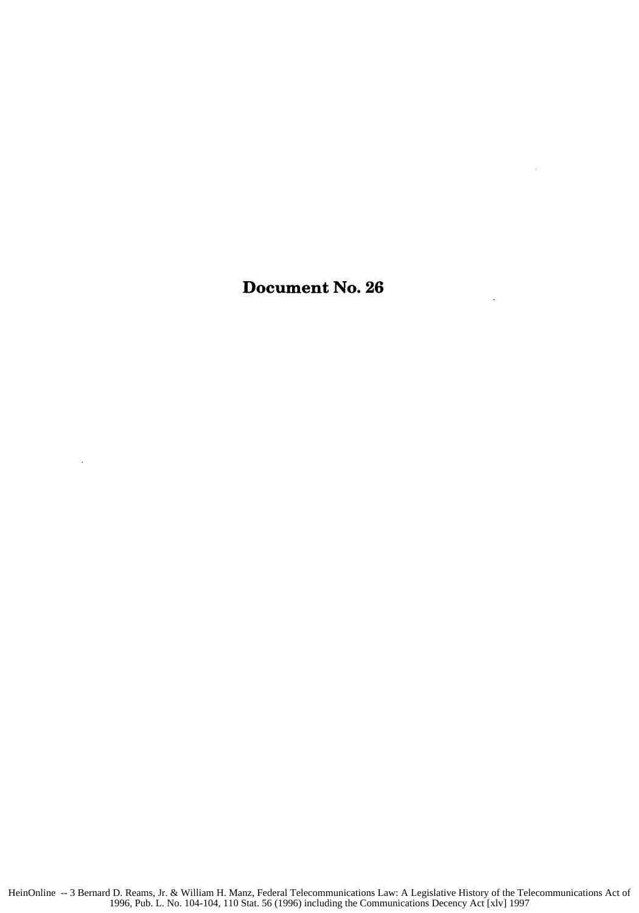# Document No. 26